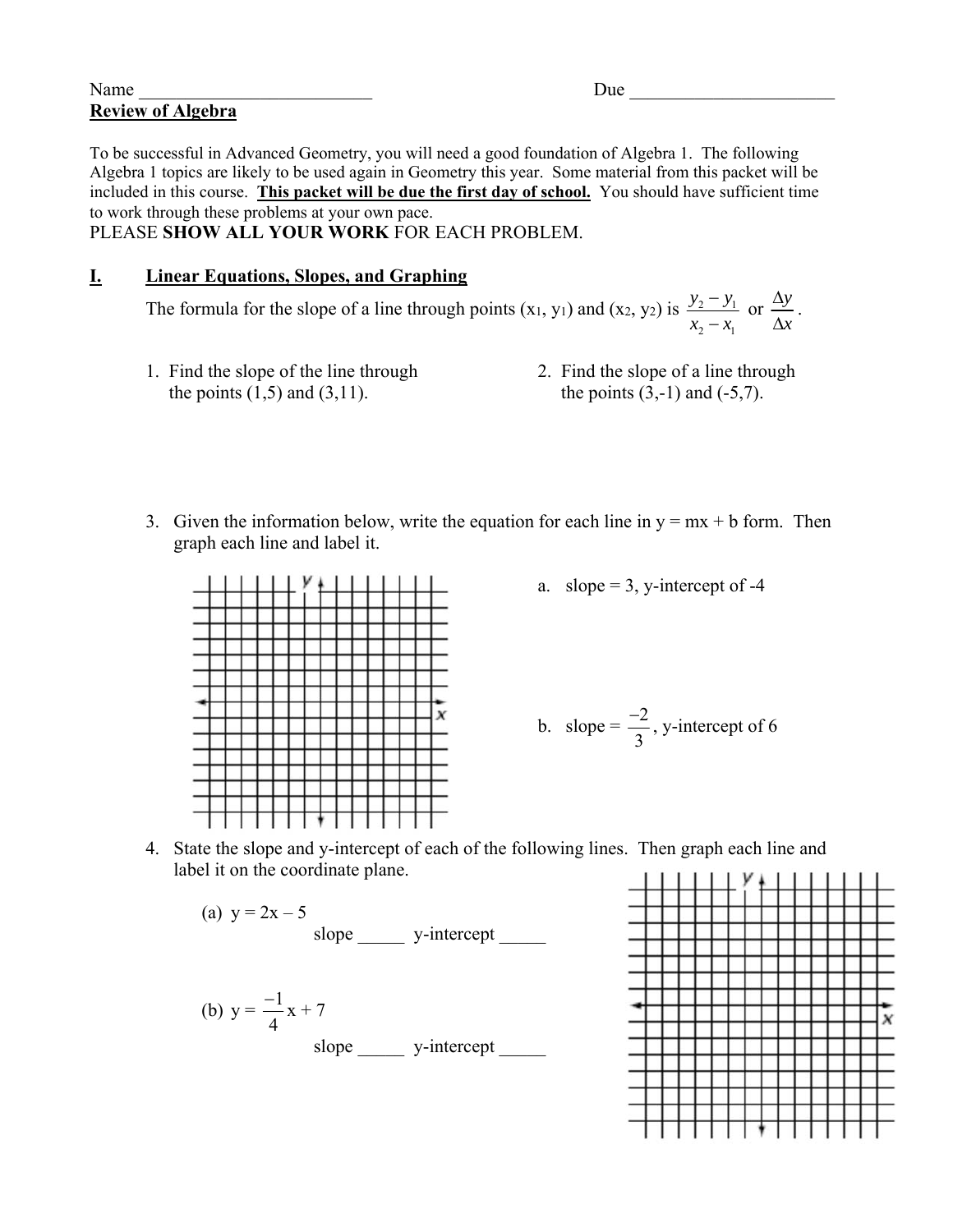Name ___________________________ Due ________________________

**Review of Algebra**

To be successful in Advanced Geometry, you will need a good foundation of Algebra 1. The following Algebra 1 topics are likely to be used again in Geometry this year. Some material from this packet will be included in this course. **This packet will be due the first day of school.** You should have sufficient time to work through these problems at your own pace.

PLEASE **SHOW ALL YOUR WORK** FOR EACH PROBLEM.

## I. Linear Equations, Slopes, and Graphing

The formula for the slope of a line through points ($x_1$, $y_1$) and ($x_2$, $y_2$) is $\frac{y_2 - y_1}{x_2 - x_1}$ or $\frac{\Delta y}{\Delta x}$.

1. Find the slope of the line through the points (1,5) and (3,11).

2. Find the slope of a line through the points (3,-1) and (-5,7).

3. Given the information below, write the equation for each line in y = mx + b form. Then graph each line and label it.

   a. slope = 3, y-intercept of -4

   b. slope = $\frac{-2}{3}$, y-intercept of 6

4. State the slope and y-intercept of each of the following lines. Then graph each line and label it on the coordinate plane.

   (a) $y = 2x - 5$
   slope _____ y-intercept _____

   (b) $y = \frac{-1}{4}x + 7$
   slope _____ y-intercept _____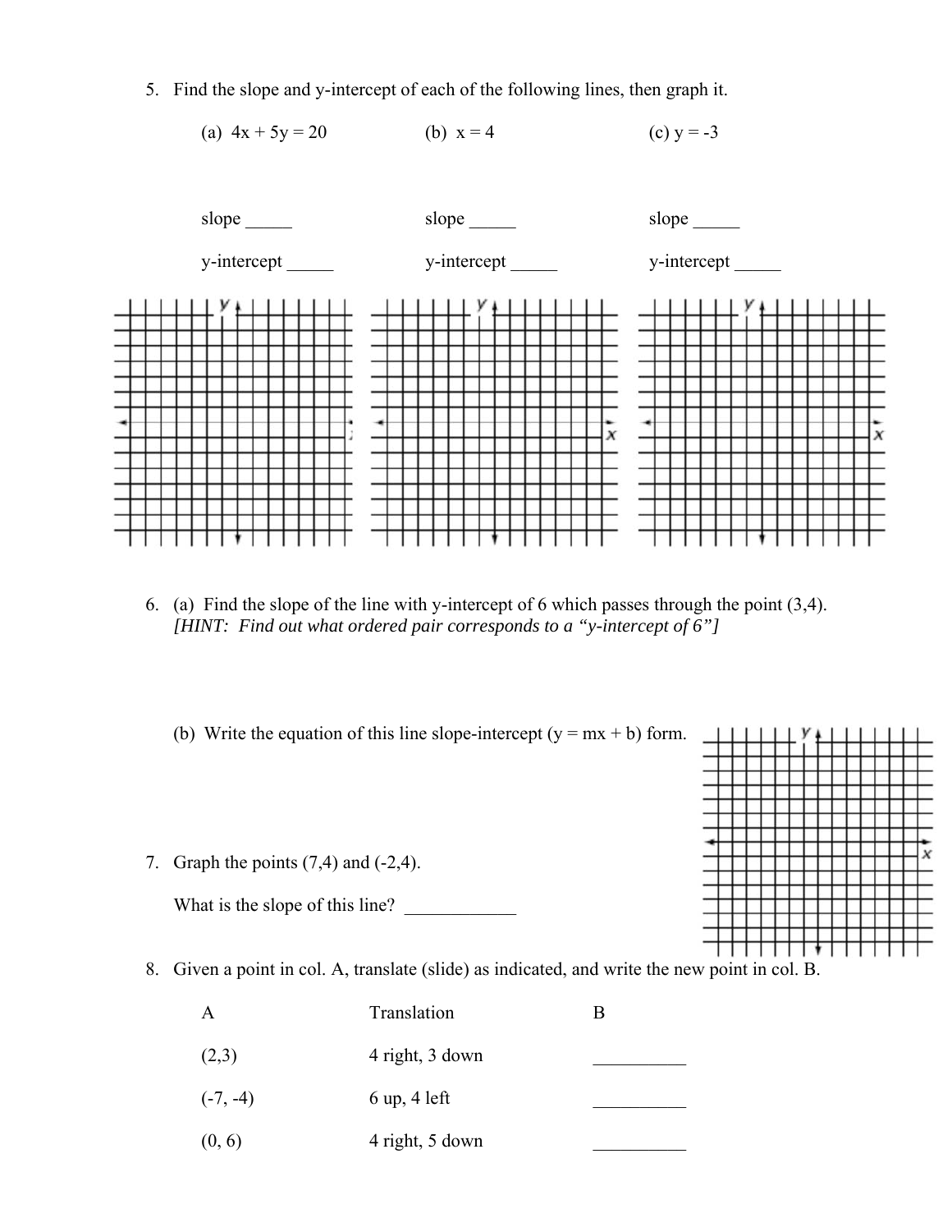5. Find the slope and y-intercept of each of the following lines, then graph it.

   (a) $4x + 5y = 20$ (b) $x = 4$ (c) $y = -3$

| (a) | (b) | (c) |
|---|---|---|
| slope _____ | slope _____ | slope _____ |
| y-intercept _____ | y-intercept _____ | y-intercept _____ |

6. (a) Find the slope of the line with y-intercept of 6 which passes through the point (3,4).
   *[HINT: Find out what ordered pair corresponds to a "y-intercept of 6"]*

   (b) Write the equation of this line slope-intercept ($y = mx + b$) form.

7. Graph the points (7,4) and (-2,4).

   What is the slope of this line? ____________

8. Given a point in col. A, translate (slide) as indicated, and write the new point in col. B.

| A | Translation | B |
|---|---|---|
| (2,3) | 4 right, 3 down | __________ |
| (-7, -4) | 6 up, 4 left | __________ |
| (0, 6) | 4 right, 5 down | __________ |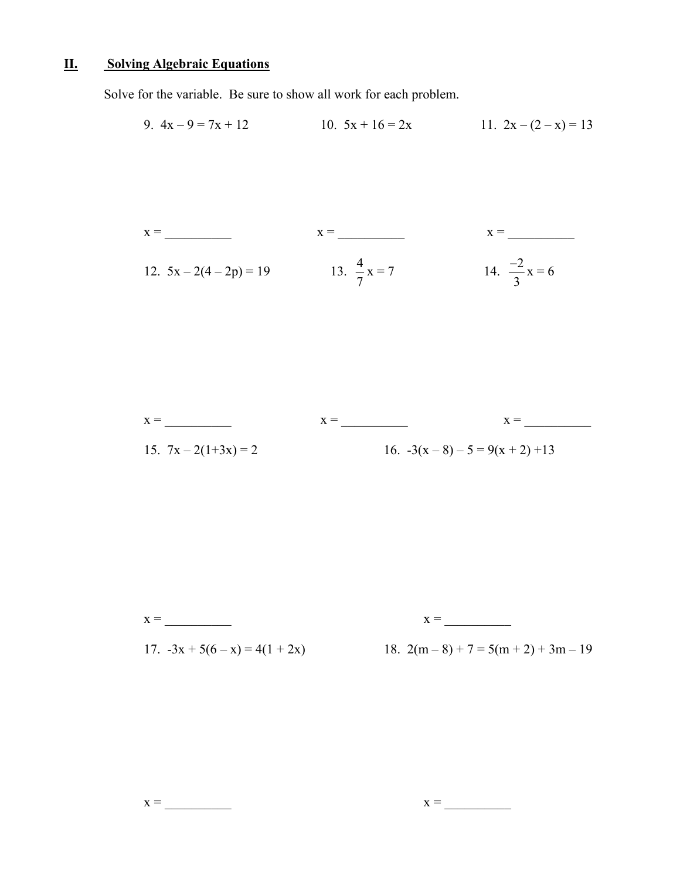## II. Solving Algebraic Equations

Solve for the variable. Be sure to show all work for each problem.

9. $4x - 9 = 7x + 12$

x = __________

10. $5x + 16 = 2x$

x = __________

11. $2x - (2 - x) = 13$

x = __________

12. $5x - 2(4 - 2p) = 19$

x = __________

13. $\frac{4}{7}x = 7$

x = __________

14. $\frac{-2}{3}x = 6$

x = __________

15. $7x - 2(1+3x) = 2$

x = __________

16. $-3(x - 8) - 5 = 9(x + 2) + 13$

x = __________

17. $-3x + 5(6 - x) = 4(1 + 2x)$

x = __________

18. $2(m - 8) + 7 = 5(m + 2) + 3m - 19$

x = __________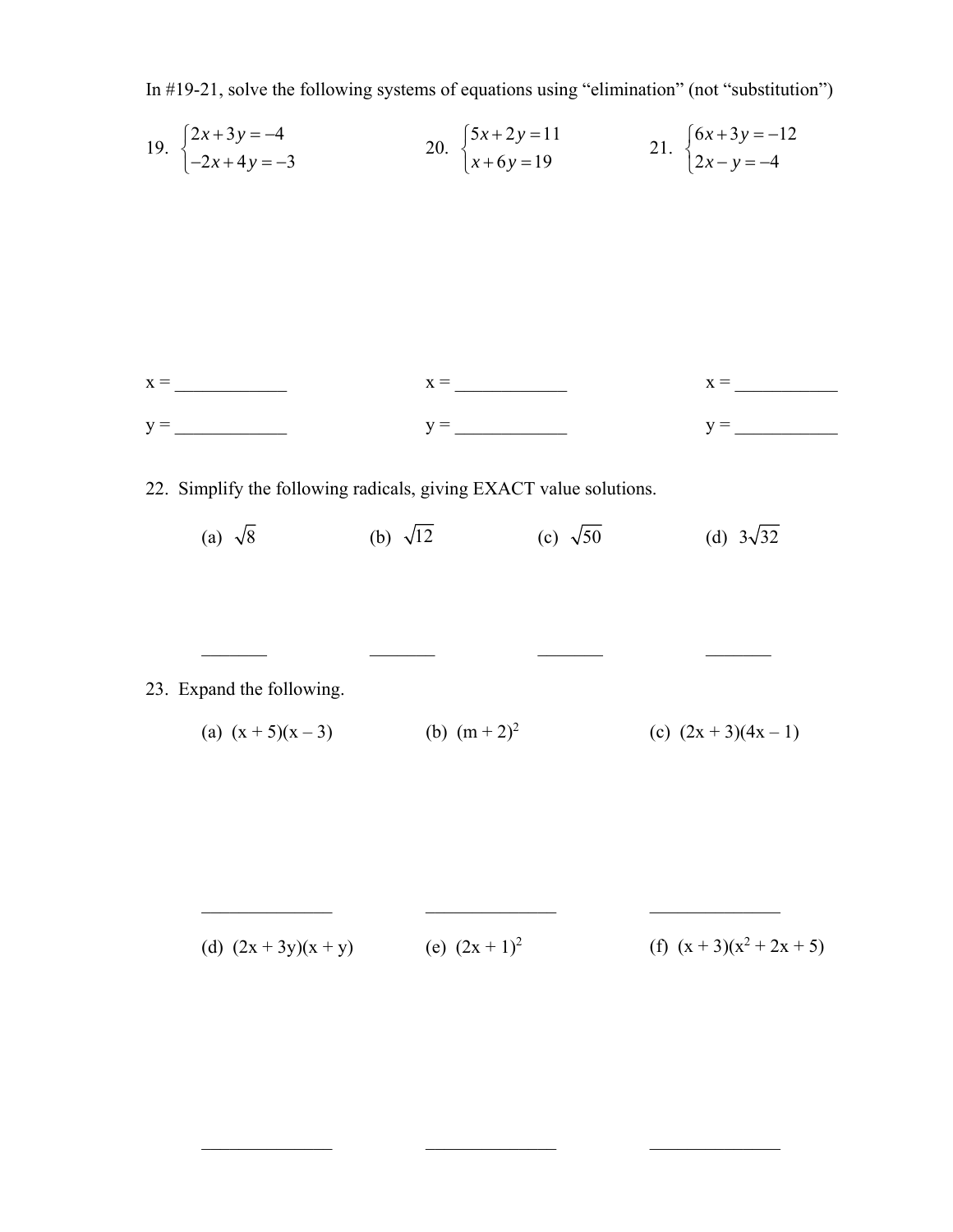In #19-21, solve the following systems of equations using "elimination" (not "substitution")

19. $\begin{cases} 2x+3y=-4 \\ -2x+4y=-3 \end{cases}$

x = ____________

y = ____________

20. $\begin{cases} 5x+2y=11 \\ x+6y=19 \end{cases}$

x = ____________

y = ____________

21. $\begin{cases} 6x+3y=-12 \\ 2x-y=-4 \end{cases}$

x = ____________

y = ____________

22. Simplify the following radicals, giving EXACT value solutions.

(a) $\sqrt{8}$ _______

(b) $\sqrt{12}$ _______

(c) $\sqrt{50}$ _______

(d) $3\sqrt{32}$ _______

23. Expand the following.

(a) $(x + 5)(x - 3)$ ______________

(b) $(m + 2)^2$ ______________

(c) $(2x + 3)(4x - 1)$ ______________

(d) $(2x + 3y)(x + y)$ ______________

(e) $(2x + 1)^2$ ______________

(f) $(x + 3)(x^2 + 2x + 5)$ ______________